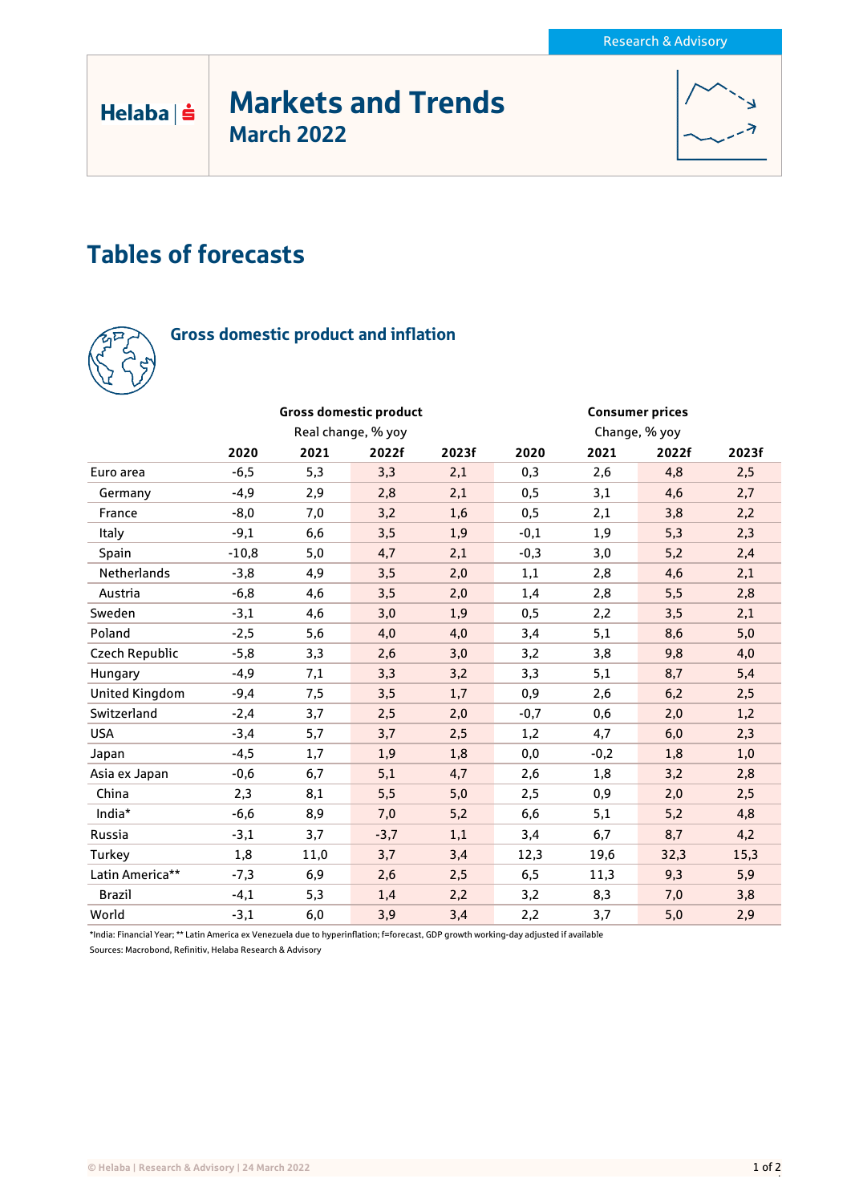Research & Advisory

Helaba

# Markets and Trends
## March 2022

## Tables of forecasts

### Gross domestic product and inflation

| | Gross domestic product | | | | Consumer prices | | | |
|---|---|---|---|---|---|---|---|---|
| | Real change, % yoy | | | | Change, % yoy | | | |
| | 2020 | 2021 | 2022f | 2023f | 2020 | 2021 | 2022f | 2023f |
| Euro area | -6,5 | 5,3 | 3,3 | 2,1 | 0,3 | 2,6 | 4,8 | 2,5 |
| Germany | -4,9 | 2,9 | 2,8 | 2,1 | 0,5 | 3,1 | 4,6 | 2,7 |
| France | -8,0 | 7,0 | 3,2 | 1,6 | 0,5 | 2,1 | 3,8 | 2,2 |
| Italy | -9,1 | 6,6 | 3,5 | 1,9 | -0,1 | 1,9 | 5,3 | 2,3 |
| Spain | -10,8 | 5,0 | 4,7 | 2,1 | -0,3 | 3,0 | 5,2 | 2,4 |
| Netherlands | -3,8 | 4,9 | 3,5 | 2,0 | 1,1 | 2,8 | 4,6 | 2,1 |
| Austria | -6,8 | 4,6 | 3,5 | 2,0 | 1,4 | 2,8 | 5,5 | 2,8 |
| Sweden | -3,1 | 4,6 | 3,0 | 1,9 | 0,5 | 2,2 | 3,5 | 2,1 |
| Poland | -2,5 | 5,6 | 4,0 | 4,0 | 3,4 | 5,1 | 8,6 | 5,0 |
| Czech Republic | -5,8 | 3,3 | 2,6 | 3,0 | 3,2 | 3,8 | 9,8 | 4,0 |
| Hungary | -4,9 | 7,1 | 3,3 | 3,2 | 3,3 | 5,1 | 8,7 | 5,4 |
| United Kingdom | -9,4 | 7,5 | 3,5 | 1,7 | 0,9 | 2,6 | 6,2 | 2,5 |
| Switzerland | -2,4 | 3,7 | 2,5 | 2,0 | -0,7 | 0,6 | 2,0 | 1,2 |
| USA | -3,4 | 5,7 | 3,7 | 2,5 | 1,2 | 4,7 | 6,0 | 2,3 |
| Japan | -4,5 | 1,7 | 1,9 | 1,8 | 0,0 | -0,2 | 1,8 | 1,0 |
| Asia ex Japan | -0,6 | 6,7 | 5,1 | 4,7 | 2,6 | 1,8 | 3,2 | 2,8 |
| China | 2,3 | 8,1 | 5,5 | 5,0 | 2,5 | 0,9 | 2,0 | 2,5 |
| India* | -6,6 | 8,9 | 7,0 | 5,2 | 6,6 | 5,1 | 5,2 | 4,8 |
| Russia | -3,1 | 3,7 | -3,7 | 1,1 | 3,4 | 6,7 | 8,7 | 4,2 |
| Turkey | 1,8 | 11,0 | 3,7 | 3,4 | 12,3 | 19,6 | 32,3 | 15,3 |
| Latin America** | -7,3 | 6,9 | 2,6 | 2,5 | 6,5 | 11,3 | 9,3 | 5,9 |
| Brazil | -4,1 | 5,3 | 1,4 | 2,2 | 3,2 | 8,3 | 7,0 | 3,8 |
| World | -3,1 | 6,0 | 3,9 | 3,4 | 2,2 | 3,7 | 5,0 | 2,9 |

*India: Financial Year; ** Latin America ex Venezuela due to hyperinflation; f=forecast, GDP growth working-day adjusted if available

Sources: Macrobond, Refinitiv, Helaba Research & Advisory

© Helaba | Research & Advisory | 24 March 2022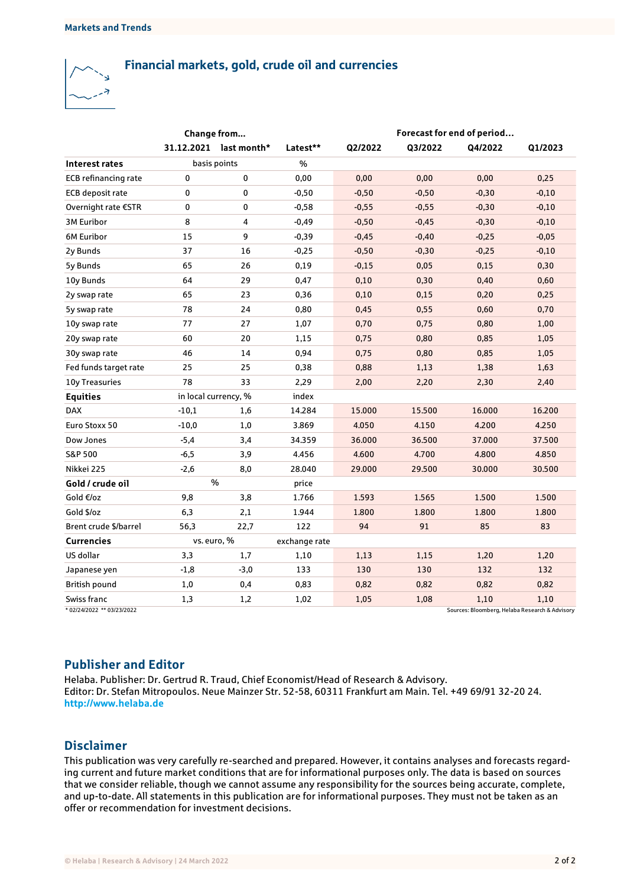## Financial markets, gold, crude oil and currencies

| | Change from... | | | Forecast for end of period... | | | |
|---|---|---|---|---|---|---|---|
| | 31.12.2021 | last month* | Latest** | Q2/2022 | Q3/2022 | Q4/2022 | Q1/2023 |
| **Interest rates** | basis points | | % | | | | |
| ECB refinancing rate | 0 | 0 | 0,00 | 0,00 | 0,00 | 0,00 | 0,25 |
| ECB deposit rate | 0 | 0 | -0,50 | -0,50 | -0,50 | -0,30 | -0,10 |
| Overnight rate €STR | 0 | 0 | -0,58 | -0,55 | -0,55 | -0,30 | -0,10 |
| 3M Euribor | 8 | 4 | -0,49 | -0,50 | -0,45 | -0,30 | -0,10 |
| 6M Euribor | 15 | 9 | -0,39 | -0,45 | -0,40 | -0,25 | -0,05 |
| 2y Bunds | 37 | 16 | -0,25 | -0,50 | -0,30 | -0,25 | -0,10 |
| 5y Bunds | 65 | 26 | 0,19 | -0,15 | 0,05 | 0,15 | 0,30 |
| 10y Bunds | 64 | 29 | 0,47 | 0,10 | 0,30 | 0,40 | 0,60 |
| 2y swap rate | 65 | 23 | 0,36 | 0,10 | 0,15 | 0,20 | 0,25 |
| 5y swap rate | 78 | 24 | 0,80 | 0,45 | 0,55 | 0,60 | 0,70 |
| 10y swap rate | 77 | 27 | 1,07 | 0,70 | 0,75 | 0,80 | 1,00 |
| 20y swap rate | 60 | 20 | 1,15 | 0,75 | 0,80 | 0,85 | 1,05 |
| 30y swap rate | 46 | 14 | 0,94 | 0,75 | 0,80 | 0,85 | 1,05 |
| Fed funds target rate | 25 | 25 | 0,38 | 0,88 | 1,13 | 1,38 | 1,63 |
| 10y Treasuries | 78 | 33 | 2,29 | 2,00 | 2,20 | 2,30 | 2,40 |
| **Equities** | in local currency, % | | index | | | | |
| DAX | -10,1 | 1,6 | 14.284 | 15.000 | 15.500 | 16.000 | 16.200 |
| Euro Stoxx 50 | -10,0 | 1,0 | 3.869 | 4.050 | 4.150 | 4.200 | 4.250 |
| Dow Jones | -5,4 | 3,4 | 34.359 | 36.000 | 36.500 | 37.000 | 37.500 |
| S&P 500 | -6,5 | 3,9 | 4.456 | 4.600 | 4.700 | 4.800 | 4.850 |
| Nikkei 225 | -2,6 | 8,0 | 28.040 | 29.000 | 29.500 | 30.000 | 30.500 |
| **Gold / crude oil** | % | | price | | | | |
| Gold €/oz | 9,8 | 3,8 | 1.766 | 1.593 | 1.565 | 1.500 | 1.500 |
| Gold $/oz | 6,3 | 2,1 | 1.944 | 1.800 | 1.800 | 1.800 | 1.800 |
| Brent crude $/barrel | 56,3 | 22,7 | 122 | 94 | 91 | 85 | 83 |
| **Currencies** | vs. euro, % | | exchange rate | | | | |
| US dollar | 3,3 | 1,7 | 1,10 | 1,13 | 1,15 | 1,20 | 1,20 |
| Japanese yen | -1,8 | -3,0 | 133 | 130 | 130 | 132 | 132 |
| British pound | 1,0 | 0,4 | 0,83 | 0,82 | 0,82 | 0,82 | 0,82 |
| Swiss franc | 1,3 | 1,2 | 1,02 | 1,05 | 1,08 | 1,10 | 1,10 |

* 02/24/2022 ** 03/23/2022

Sources: Bloomberg, Helaba Research & Advisory

## Publisher and Editor

Helaba. Publisher: Dr. Gertrud R. Traud, Chief Economist/Head of Research & Advisory.
Editor: Dr. Stefan Mitropoulos. Neue Mainzer Str. 52-58, 60311 Frankfurt am Main. Tel. +49 69/91 32-20 24.
http://www.helaba.de

## Disclaimer

This publication was very carefully re-searched and prepared. However, it contains analyses and forecasts regarding current and future market conditions that are for informational purposes only. The data is based on sources that we consider reliable, though we cannot assume any responsibility for the sources being accurate, complete, and up-to-date. All statements in this publication are for informational purposes. They must not be taken as an offer or recommendation for investment decisions.